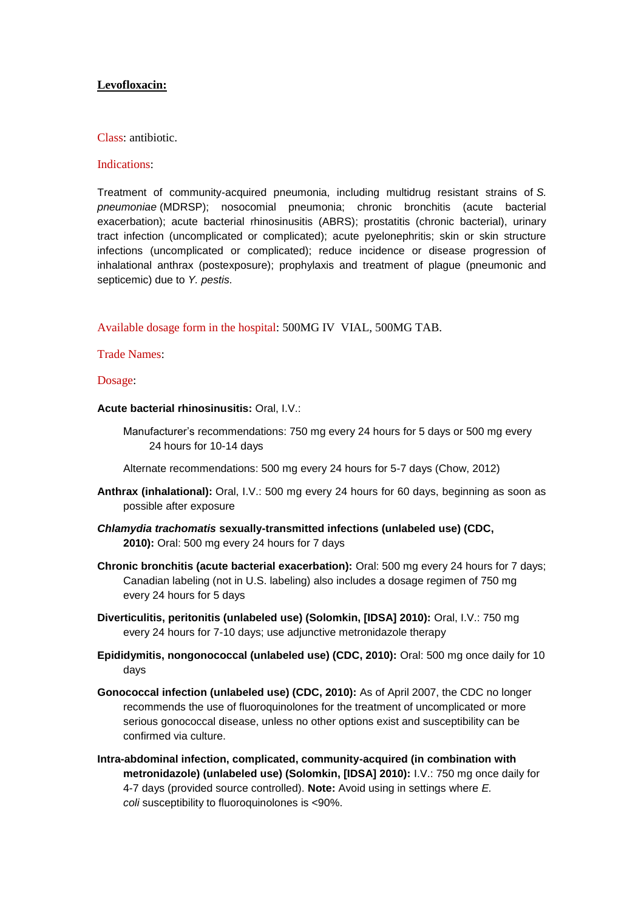**Levofloxacin:**

Class: antibiotic.

Indications:

Treatment of community-acquired pneumonia, including multidrug resistant strains of *S. pneumoniae* (MDRSP); nosocomial pneumonia; chronic bronchitis (acute bacterial exacerbation); acute bacterial rhinosinusitis (ABRS); prostatitis (chronic bacterial), urinary tract infection (uncomplicated or complicated); acute pyelonephritis; skin or skin structure infections (uncomplicated or complicated); reduce incidence or disease progression of inhalational anthrax (postexposure); prophylaxis and treatment of plague (pneumonic and septicemic) due to *Y. pestis.*

Available dosage form in the hospital: 500MG IV VIAL, 500MG TAB.

Trade Names:

Dosage:

**Acute bacterial rhinosinusitis:** Oral, I.V.:

Manufacturer's recommendations: 750 mg every 24 hours for 5 days or 500 mg every 24 hours for 10-14 days

Alternate recommendations: 500 mg every 24 hours for 5-7 days (Chow, 2012)

**Anthrax (inhalational):** Oral, I.V.: 500 mg every 24 hours for 60 days, beginning as soon as possible after exposure

***Chlamydia trachomatis* sexually-transmitted infections (unlabeled use) (CDC, 2010):** Oral: 500 mg every 24 hours for 7 days

**Chronic bronchitis (acute bacterial exacerbation):** Oral: 500 mg every 24 hours for 7 days; Canadian labeling (not in U.S. labeling) also includes a dosage regimen of 750 mg every 24 hours for 5 days

**Diverticulitis, peritonitis (unlabeled use) (Solomkin, [IDSA] 2010):** Oral, I.V.: 750 mg every 24 hours for 7-10 days; use adjunctive metronidazole therapy

**Epididymitis, nongonococcal (unlabeled use) (CDC, 2010):** Oral: 500 mg once daily for 10 days

**Gonococcal infection (unlabeled use) (CDC, 2010):** As of April 2007, the CDC no longer recommends the use of fluoroquinolones for the treatment of uncomplicated or more serious gonococcal disease, unless no other options exist and susceptibility can be confirmed via culture.

**Intra-abdominal infection, complicated, community-acquired (in combination with metronidazole) (unlabeled use) (Solomkin, [IDSA] 2010):** I.V.: 750 mg once daily for 4-7 days (provided source controlled). **Note:** Avoid using in settings where *E. coli* susceptibility to fluoroquinolones is <90%.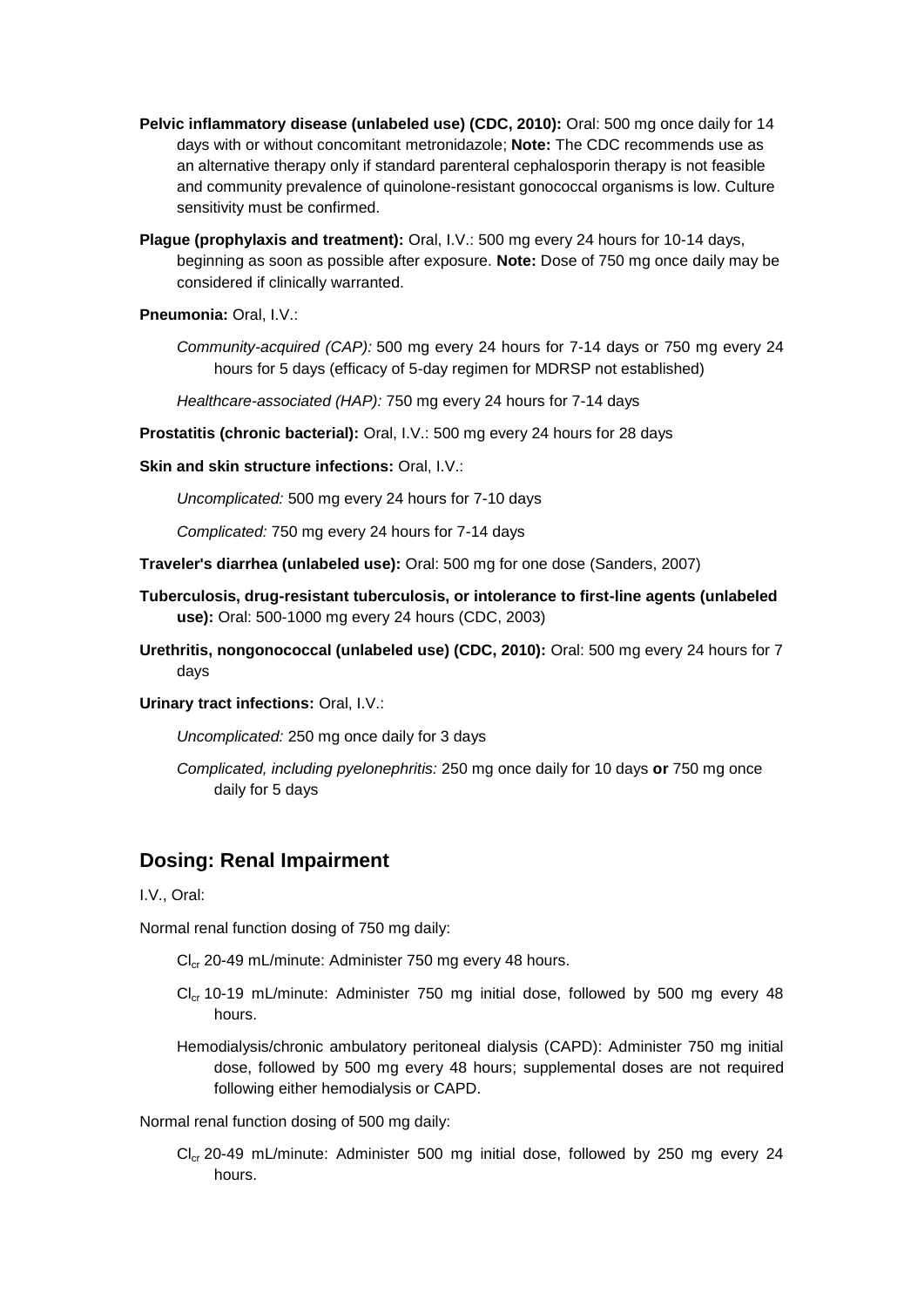**Pelvic inflammatory disease (unlabeled use) (CDC, 2010):** Oral: 500 mg once daily for 14 days with or without concomitant metronidazole; **Note:** The CDC recommends use as an alternative therapy only if standard parenteral cephalosporin therapy is not feasible and community prevalence of quinolone-resistant gonococcal organisms is low. Culture sensitivity must be confirmed.

**Plague (prophylaxis and treatment):** Oral, I.V.: 500 mg every 24 hours for 10-14 days, beginning as soon as possible after exposure. **Note:** Dose of 750 mg once daily may be considered if clinically warranted.

**Pneumonia:** Oral, I.V.:

*Community-acquired (CAP):* 500 mg every 24 hours for 7-14 days or 750 mg every 24 hours for 5 days (efficacy of 5-day regimen for MDRSP not established)

*Healthcare-associated (HAP):* 750 mg every 24 hours for 7-14 days

**Prostatitis (chronic bacterial):** Oral, I.V.: 500 mg every 24 hours for 28 days

**Skin and skin structure infections:** Oral, I.V.:

*Uncomplicated:* 500 mg every 24 hours for 7-10 days

*Complicated:* 750 mg every 24 hours for 7-14 days

**Traveler's diarrhea (unlabeled use):** Oral: 500 mg for one dose (Sanders, 2007)

**Tuberculosis, drug-resistant tuberculosis, or intolerance to first-line agents (unlabeled use):** Oral: 500-1000 mg every 24 hours (CDC, 2003)

**Urethritis, nongonococcal (unlabeled use) (CDC, 2010):** Oral: 500 mg every 24 hours for 7 days

**Urinary tract infections:** Oral, I.V.:

*Uncomplicated:* 250 mg once daily for 3 days

*Complicated, including pyelonephritis:* 250 mg once daily for 10 days **or** 750 mg once daily for 5 days

## Dosing: Renal Impairment

I.V., Oral:

Normal renal function dosing of 750 mg daily:

$Cl_{cr}$ 20-49 mL/minute: Administer 750 mg every 48 hours.

$Cl_{cr}$ 10-19 mL/minute: Administer 750 mg initial dose, followed by 500 mg every 48 hours.

Hemodialysis/chronic ambulatory peritoneal dialysis (CAPD): Administer 750 mg initial dose, followed by 500 mg every 48 hours; supplemental doses are not required following either hemodialysis or CAPD.

Normal renal function dosing of 500 mg daily:

$Cl_{cr}$ 20-49 mL/minute: Administer 500 mg initial dose, followed by 250 mg every 24 hours.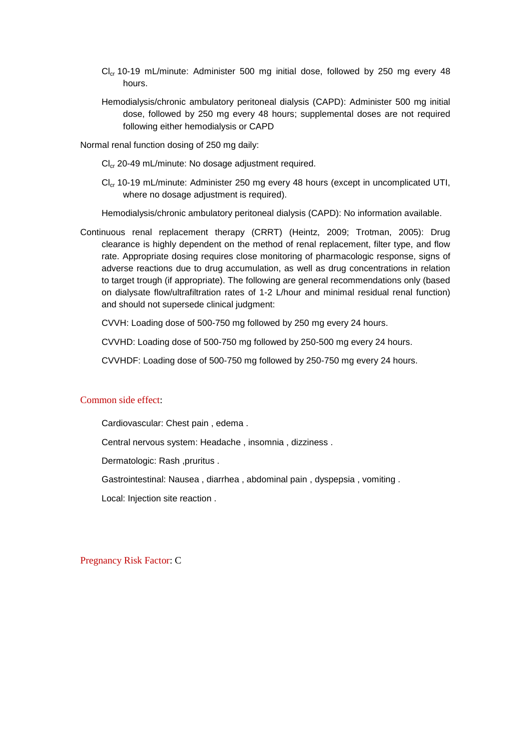$Cl_{cr}$ 10-19 mL/minute: Administer 500 mg initial dose, followed by 250 mg every 48 hours.

Hemodialysis/chronic ambulatory peritoneal dialysis (CAPD): Administer 500 mg initial dose, followed by 250 mg every 48 hours; supplemental doses are not required following either hemodialysis or CAPD

Normal renal function dosing of 250 mg daily:

$Cl_{cr}$ 20-49 mL/minute: No dosage adjustment required.

$Cl_{cr}$ 10-19 mL/minute: Administer 250 mg every 48 hours (except in uncomplicated UTI, where no dosage adjustment is required).

Hemodialysis/chronic ambulatory peritoneal dialysis (CAPD): No information available.

Continuous renal replacement therapy (CRRT) (Heintz, 2009; Trotman, 2005): Drug clearance is highly dependent on the method of renal replacement, filter type, and flow rate. Appropriate dosing requires close monitoring of pharmacologic response, signs of adverse reactions due to drug accumulation, as well as drug concentrations in relation to target trough (if appropriate). The following are general recommendations only (based on dialysate flow/ultrafiltration rates of 1-2 L/hour and minimal residual renal function) and should not supersede clinical judgment:

CVVH: Loading dose of 500-750 mg followed by 250 mg every 24 hours.

CVVHD: Loading dose of 500-750 mg followed by 250-500 mg every 24 hours.

CVVHDF: Loading dose of 500-750 mg followed by 250-750 mg every 24 hours.

## Common side effect:

Cardiovascular: Chest pain , edema .

Central nervous system: Headache , insomnia , dizziness .

Dermatologic: Rash ,pruritus .

Gastrointestinal: Nausea , diarrhea , abdominal pain , dyspepsia , vomiting .

Local: Injection site reaction .

## Pregnancy Risk Factor: C